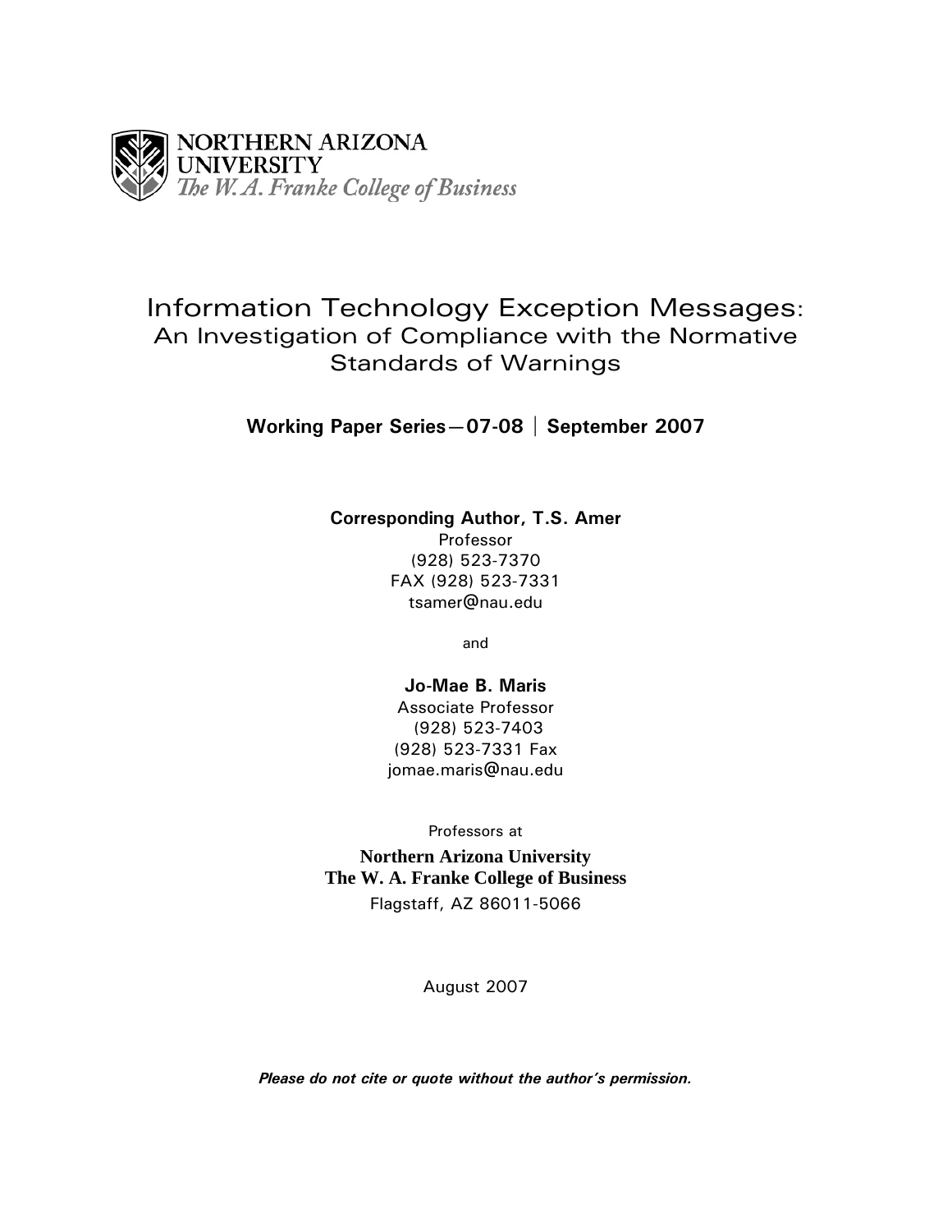NORTHERN ARIZONA UNIVERSITY
*The W. A. Franke College of Business*

# Information Technology Exception Messages:
## An Investigation of Compliance with the Normative Standards of Warnings

**Working Paper Series—07-08 | September 2007**

**Corresponding Author, T.S. Amer**
Professor
(928) 523-7370
FAX (928) 523-7331
tsamer@nau.edu

and

**Jo-Mae B. Maris**
Associate Professor
(928) 523-7403
(928) 523-7331 Fax
jomae.maris@nau.edu

Professors at

**Northern Arizona University**
**The W. A. Franke College of Business**
Flagstaff, AZ 86011-5066

August 2007

***Please do not cite or quote without the author's permission.***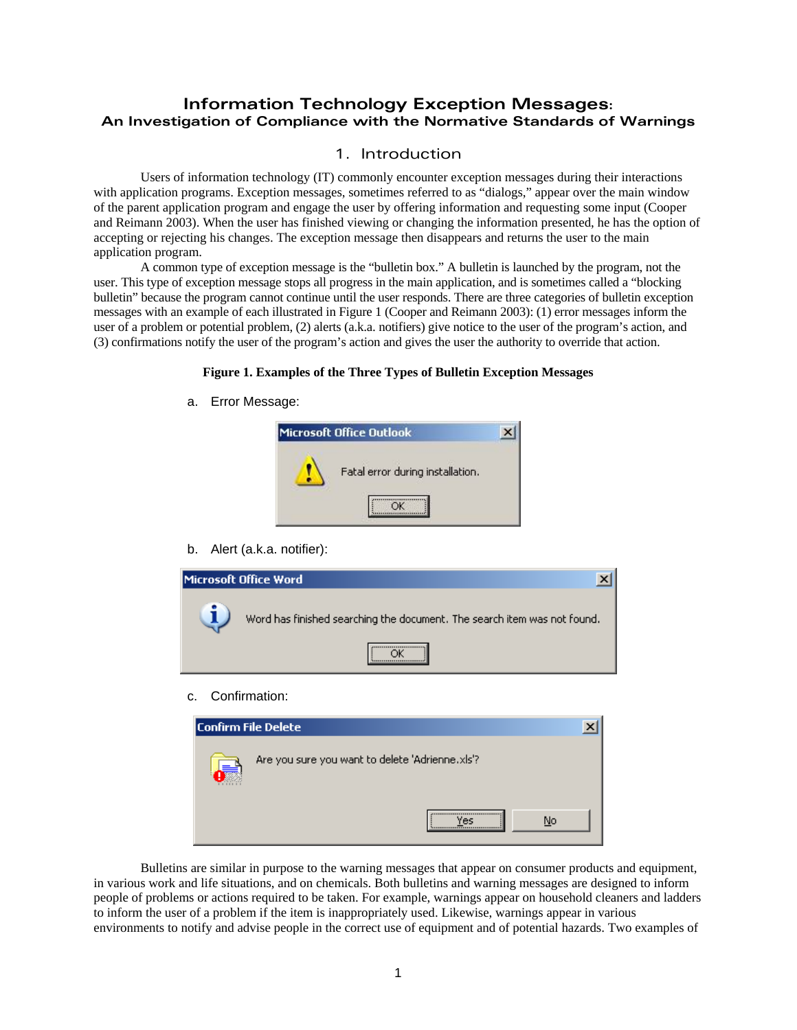# Information Technology Exception Messages:
## An Investigation of Compliance with the Normative Standards of Warnings

## 1. Introduction

Users of information technology (IT) commonly encounter exception messages during their interactions with application programs. Exception messages, sometimes referred to as "dialogs," appear over the main window of the parent application program and engage the user by offering information and requesting some input (Cooper and Reimann 2003). When the user has finished viewing or changing the information presented, he has the option of accepting or rejecting his changes. The exception message then disappears and returns the user to the main application program.

A common type of exception message is the "bulletin box." A bulletin is launched by the program, not the user. This type of exception message stops all progress in the main application, and is sometimes called a "blocking bulletin" because the program cannot continue until the user responds. There are three categories of bulletin exception messages with an example of each illustrated in Figure 1 (Cooper and Reimann 2003): (1) error messages inform the user of a problem or potential problem, (2) alerts (a.k.a. notifiers) give notice to the user of the program's action, and (3) confirmations notify the user of the program's action and gives the user the authority to override that action.

**Figure 1. Examples of the Three Types of Bulletin Exception Messages**

a. Error Message:

Microsoft Office Outlook

Fatal error during installation.

OK

b. Alert (a.k.a. notifier):

Microsoft Office Word

Word has finished searching the document. The search item was not found.

OK

c. Confirmation:

Confirm File Delete

Are you sure you want to delete 'Adrienne.xls'?

Yes No

Bulletins are similar in purpose to the warning messages that appear on consumer products and equipment, in various work and life situations, and on chemicals. Both bulletins and warning messages are designed to inform people of problems or actions required to be taken. For example, warnings appear on household cleaners and ladders to inform the user of a problem if the item is inappropriately used. Likewise, warnings appear in various environments to notify and advise people in the correct use of equipment and of potential hazards. Two examples of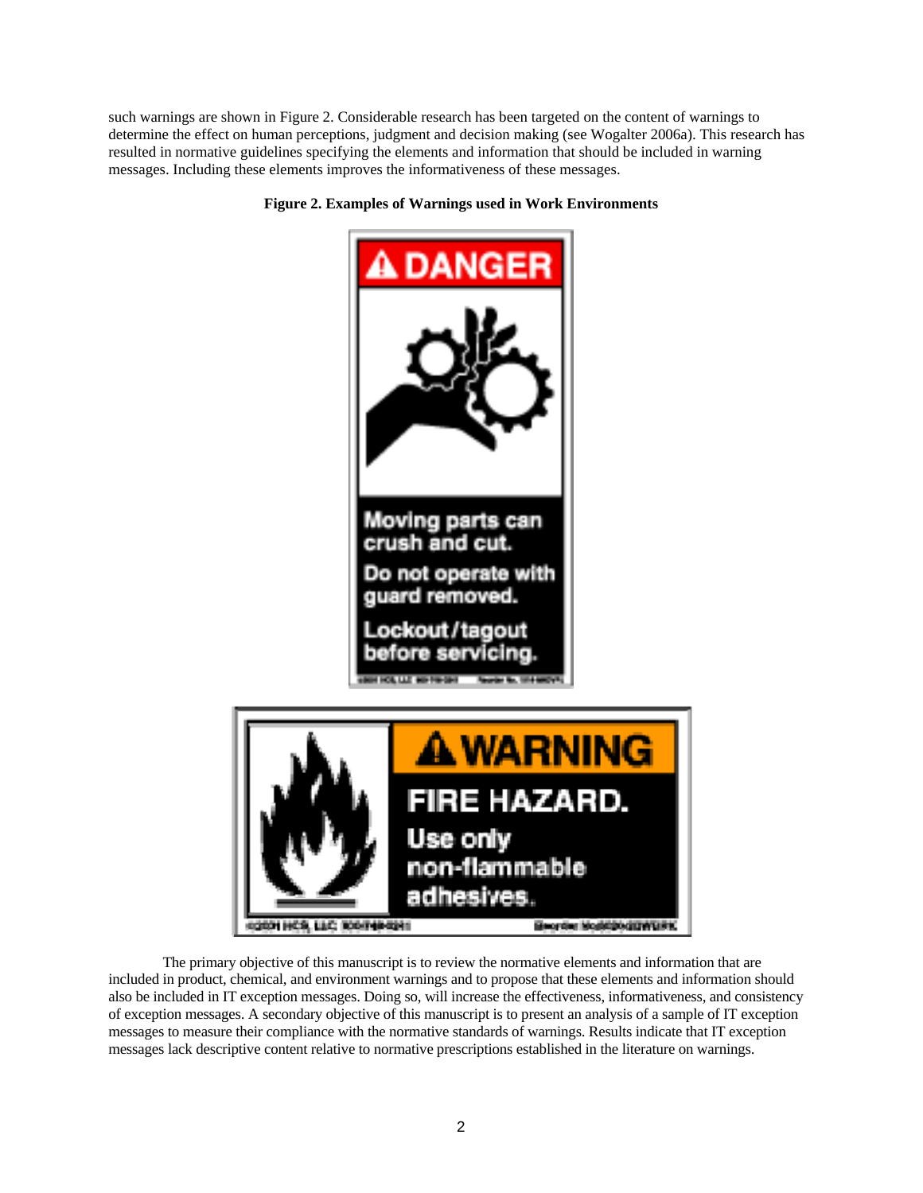such warnings are shown in Figure 2. Considerable research has been targeted on the content of warnings to determine the effect on human perceptions, judgment and decision making (see Wogalter 2006a). This research has resulted in normative guidelines specifying the elements and information that should be included in warning messages. Including these elements improves the informativeness of these messages.

**Figure 2. Examples of Warnings used in Work Environments**

The primary objective of this manuscript is to review the normative elements and information that are included in product, chemical, and environment warnings and to propose that these elements and information should also be included in IT exception messages. Doing so, will increase the effectiveness, informativeness, and consistency of exception messages. A secondary objective of this manuscript is to present an analysis of a sample of IT exception messages to measure their compliance with the normative standards of warnings. Results indicate that IT exception messages lack descriptive content relative to normative prescriptions established in the literature on warnings.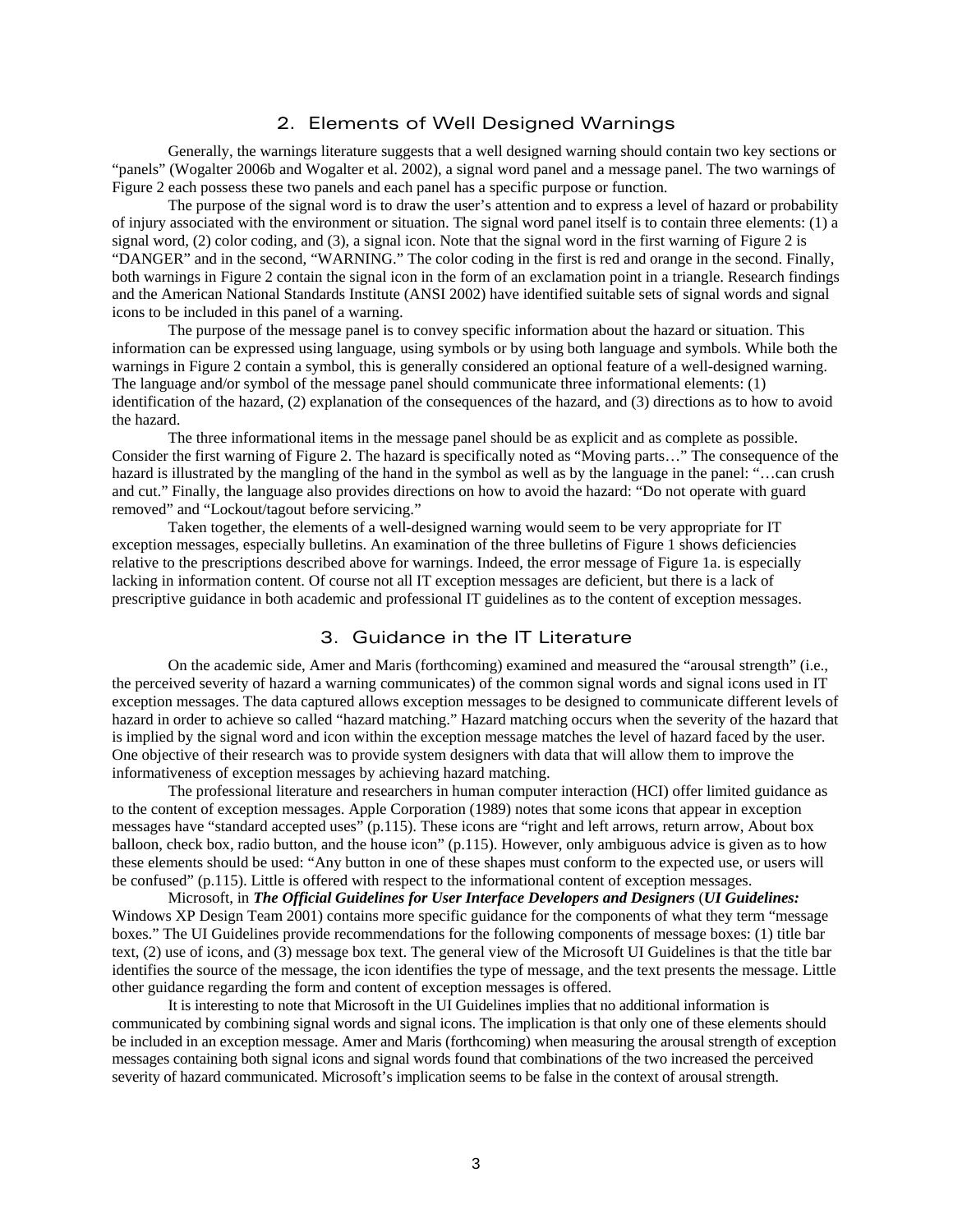## 2. Elements of Well Designed Warnings

Generally, the warnings literature suggests that a well designed warning should contain two key sections or "panels" (Wogalter 2006b and Wogalter et al. 2002), a signal word panel and a message panel. The two warnings of Figure 2 each possess these two panels and each panel has a specific purpose or function.

The purpose of the signal word is to draw the user's attention and to express a level of hazard or probability of injury associated with the environment or situation. The signal word panel itself is to contain three elements: (1) a signal word, (2) color coding, and (3), a signal icon. Note that the signal word in the first warning of Figure 2 is "DANGER" and in the second, "WARNING." The color coding in the first is red and orange in the second. Finally, both warnings in Figure 2 contain the signal icon in the form of an exclamation point in a triangle. Research findings and the American National Standards Institute (ANSI 2002) have identified suitable sets of signal words and signal icons to be included in this panel of a warning.

The purpose of the message panel is to convey specific information about the hazard or situation. This information can be expressed using language, using symbols or by using both language and symbols. While both the warnings in Figure 2 contain a symbol, this is generally considered an optional feature of a well-designed warning. The language and/or symbol of the message panel should communicate three informational elements: (1) identification of the hazard, (2) explanation of the consequences of the hazard, and (3) directions as to how to avoid the hazard.

The three informational items in the message panel should be as explicit and as complete as possible. Consider the first warning of Figure 2. The hazard is specifically noted as "Moving parts…" The consequence of the hazard is illustrated by the mangling of the hand in the symbol as well as by the language in the panel: "…can crush and cut." Finally, the language also provides directions on how to avoid the hazard: "Do not operate with guard removed" and "Lockout/tagout before servicing."

Taken together, the elements of a well-designed warning would seem to be very appropriate for IT exception messages, especially bulletins. An examination of the three bulletins of Figure 1 shows deficiencies relative to the prescriptions described above for warnings. Indeed, the error message of Figure 1a. is especially lacking in information content. Of course not all IT exception messages are deficient, but there is a lack of prescriptive guidance in both academic and professional IT guidelines as to the content of exception messages.

## 3. Guidance in the IT Literature

On the academic side, Amer and Maris (forthcoming) examined and measured the "arousal strength" (i.e., the perceived severity of hazard a warning communicates) of the common signal words and signal icons used in IT exception messages. The data captured allows exception messages to be designed to communicate different levels of hazard in order to achieve so called "hazard matching." Hazard matching occurs when the severity of the hazard that is implied by the signal word and icon within the exception message matches the level of hazard faced by the user. One objective of their research was to provide system designers with data that will allow them to improve the informativeness of exception messages by achieving hazard matching.

The professional literature and researchers in human computer interaction (HCI) offer limited guidance as to the content of exception messages. Apple Corporation (1989) notes that some icons that appear in exception messages have "standard accepted uses" (p.115). These icons are "right and left arrows, return arrow, About box balloon, check box, radio button, and the house icon" (p.115). However, only ambiguous advice is given as to how these elements should be used: "Any button in one of these shapes must conform to the expected use, or users will be confused" (p.115). Little is offered with respect to the informational content of exception messages.

Microsoft, in ***The Official Guidelines for User Interface Developers and Designers*** (***UI Guidelines:*** Windows XP Design Team 2001) contains more specific guidance for the components of what they term "message boxes." The UI Guidelines provide recommendations for the following components of message boxes: (1) title bar text, (2) use of icons, and (3) message box text. The general view of the Microsoft UI Guidelines is that the title bar identifies the source of the message, the icon identifies the type of message, and the text presents the message. Little other guidance regarding the form and content of exception messages is offered.

It is interesting to note that Microsoft in the UI Guidelines implies that no additional information is communicated by combining signal words and signal icons. The implication is that only one of these elements should be included in an exception message. Amer and Maris (forthcoming) when measuring the arousal strength of exception messages containing both signal icons and signal words found that combinations of the two increased the perceived severity of hazard communicated. Microsoft's implication seems to be false in the context of arousal strength.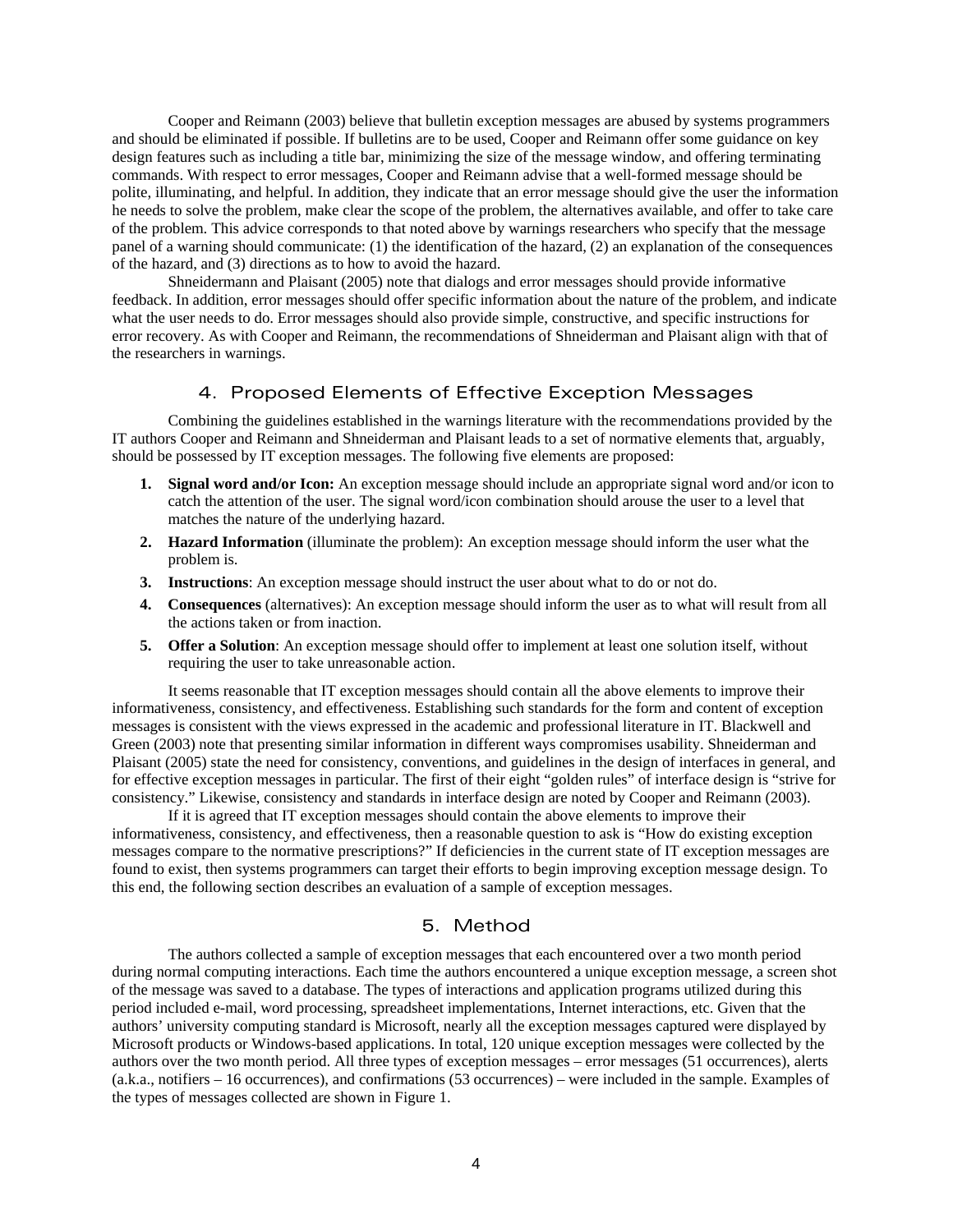Cooper and Reimann (2003) believe that bulletin exception messages are abused by systems programmers and should be eliminated if possible. If bulletins are to be used, Cooper and Reimann offer some guidance on key design features such as including a title bar, minimizing the size of the message window, and offering terminating commands. With respect to error messages, Cooper and Reimann advise that a well-formed message should be polite, illuminating, and helpful. In addition, they indicate that an error message should give the user the information he needs to solve the problem, make clear the scope of the problem, the alternatives available, and offer to take care of the problem. This advice corresponds to that noted above by warnings researchers who specify that the message panel of a warning should communicate: (1) the identification of the hazard, (2) an explanation of the consequences of the hazard, and (3) directions as to how to avoid the hazard.

Shneidermann and Plaisant (2005) note that dialogs and error messages should provide informative feedback. In addition, error messages should offer specific information about the nature of the problem, and indicate what the user needs to do. Error messages should also provide simple, constructive, and specific instructions for error recovery. As with Cooper and Reimann, the recommendations of Shneiderman and Plaisant align with that of the researchers in warnings.

## 4. Proposed Elements of Effective Exception Messages

Combining the guidelines established in the warnings literature with the recommendations provided by the IT authors Cooper and Reimann and Shneiderman and Plaisant leads to a set of normative elements that, arguably, should be possessed by IT exception messages. The following five elements are proposed:

1. **Signal word and/or Icon:** An exception message should include an appropriate signal word and/or icon to catch the attention of the user. The signal word/icon combination should arouse the user to a level that matches the nature of the underlying hazard.
2. **Hazard Information** (illuminate the problem): An exception message should inform the user what the problem is.
3. **Instructions**: An exception message should instruct the user about what to do or not do.
4. **Consequences** (alternatives): An exception message should inform the user as to what will result from all the actions taken or from inaction.
5. **Offer a Solution**: An exception message should offer to implement at least one solution itself, without requiring the user to take unreasonable action.

It seems reasonable that IT exception messages should contain all the above elements to improve their informativeness, consistency, and effectiveness. Establishing such standards for the form and content of exception messages is consistent with the views expressed in the academic and professional literature in IT. Blackwell and Green (2003) note that presenting similar information in different ways compromises usability. Shneiderman and Plaisant (2005) state the need for consistency, conventions, and guidelines in the design of interfaces in general, and for effective exception messages in particular. The first of their eight "golden rules" of interface design is "strive for consistency." Likewise, consistency and standards in interface design are noted by Cooper and Reimann (2003).

If it is agreed that IT exception messages should contain the above elements to improve their informativeness, consistency, and effectiveness, then a reasonable question to ask is "How do existing exception messages compare to the normative prescriptions?" If deficiencies in the current state of IT exception messages are found to exist, then systems programmers can target their efforts to begin improving exception message design. To this end, the following section describes an evaluation of a sample of exception messages.

## 5. Method

The authors collected a sample of exception messages that each encountered over a two month period during normal computing interactions. Each time the authors encountered a unique exception message, a screen shot of the message was saved to a database. The types of interactions and application programs utilized during this period included e-mail, word processing, spreadsheet implementations, Internet interactions, etc. Given that the authors' university computing standard is Microsoft, nearly all the exception messages captured were displayed by Microsoft products or Windows-based applications. In total, 120 unique exception messages were collected by the authors over the two month period. All three types of exception messages – error messages (51 occurrences), alerts (a.k.a., notifiers – 16 occurrences), and confirmations (53 occurrences) – were included in the sample. Examples of the types of messages collected are shown in Figure 1.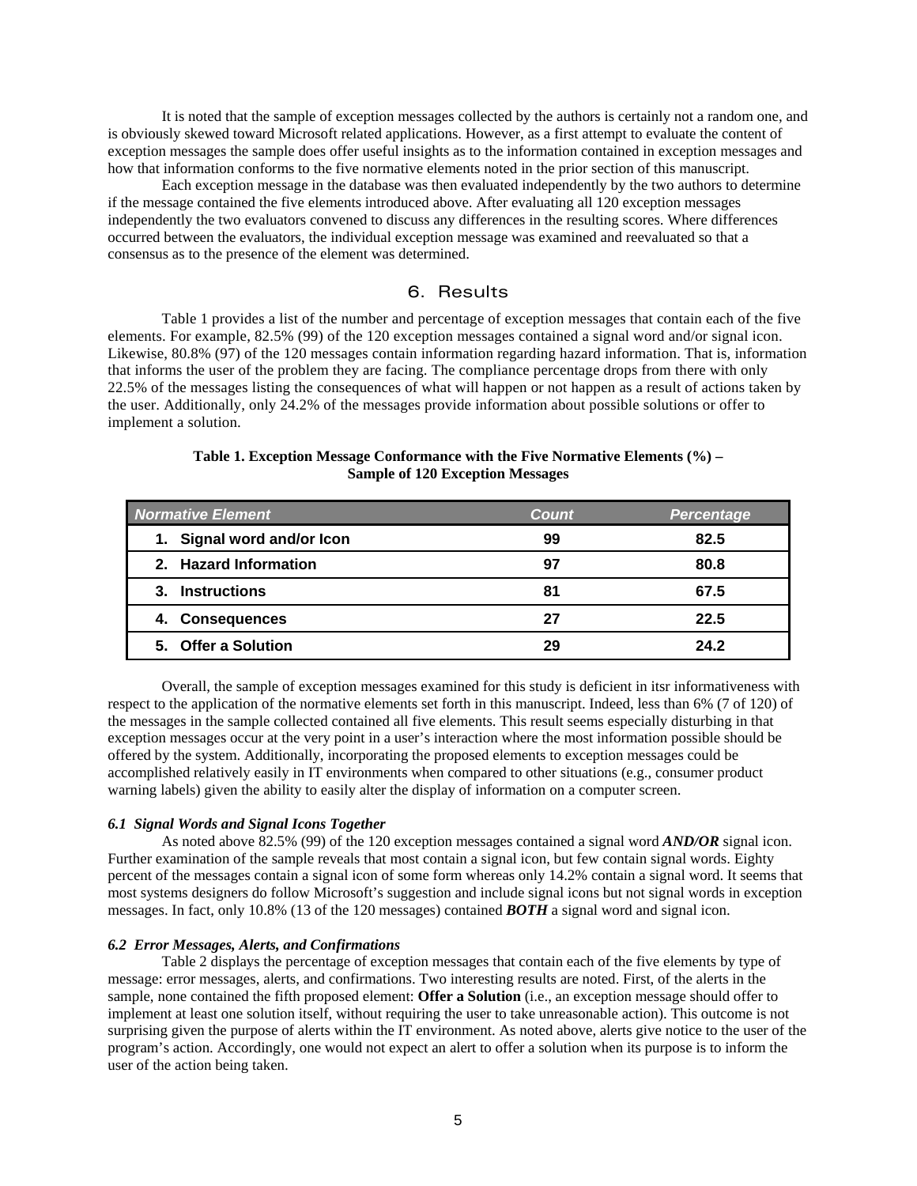It is noted that the sample of exception messages collected by the authors is certainly not a random one, and is obviously skewed toward Microsoft related applications. However, as a first attempt to evaluate the content of exception messages the sample does offer useful insights as to the information contained in exception messages and how that information conforms to the five normative elements noted in the prior section of this manuscript.

Each exception message in the database was then evaluated independently by the two authors to determine if the message contained the five elements introduced above. After evaluating all 120 exception messages independently the two evaluators convened to discuss any differences in the resulting scores. Where differences occurred between the evaluators, the individual exception message was examined and reevaluated so that a consensus as to the presence of the element was determined.

## 6. Results

Table 1 provides a list of the number and percentage of exception messages that contain each of the five elements. For example, 82.5% (99) of the 120 exception messages contained a signal word and/or signal icon. Likewise, 80.8% (97) of the 120 messages contain information regarding hazard information. That is, information that informs the user of the problem they are facing. The compliance percentage drops from there with only 22.5% of the messages listing the consequences of what will happen or not happen as a result of actions taken by the user. Additionally, only 24.2% of the messages provide information about possible solutions or offer to implement a solution.

**Table 1. Exception Message Conformance with the Five Normative Elements (%) – Sample of 120 Exception Messages**

| Normative Element | Count | Percentage |
|---|---|---|
| 1. Signal word and/or Icon | 99 | 82.5 |
| 2. Hazard Information | 97 | 80.8 |
| 3. Instructions | 81 | 67.5 |
| 4. Consequences | 27 | 22.5 |
| 5. Offer a Solution | 29 | 24.2 |

Overall, the sample of exception messages examined for this study is deficient in itsr informativeness with respect to the application of the normative elements set forth in this manuscript. Indeed, less than 6% (7 of 120) of the messages in the sample collected contained all five elements. This result seems especially disturbing in that exception messages occur at the very point in a user's interaction where the most information possible should be offered by the system. Additionally, incorporating the proposed elements to exception messages could be accomplished relatively easily in IT environments when compared to other situations (e.g., consumer product warning labels) given the ability to easily alter the display of information on a computer screen.

### *6.1 Signal Words and Signal Icons Together*

As noted above 82.5% (99) of the 120 exception messages contained a signal word ***AND/OR*** signal icon. Further examination of the sample reveals that most contain a signal icon, but few contain signal words. Eighty percent of the messages contain a signal icon of some form whereas only 14.2% contain a signal word. It seems that most systems designers do follow Microsoft's suggestion and include signal icons but not signal words in exception messages. In fact, only 10.8% (13 of the 120 messages) contained ***BOTH*** a signal word and signal icon.

### *6.2 Error Messages, Alerts, and Confirmations*

Table 2 displays the percentage of exception messages that contain each of the five elements by type of message: error messages, alerts, and confirmations. Two interesting results are noted. First, of the alerts in the sample, none contained the fifth proposed element: **Offer a Solution** (i.e., an exception message should offer to implement at least one solution itself, without requiring the user to take unreasonable action). This outcome is not surprising given the purpose of alerts within the IT environment. As noted above, alerts give notice to the user of the program's action. Accordingly, one would not expect an alert to offer a solution when its purpose is to inform the user of the action being taken.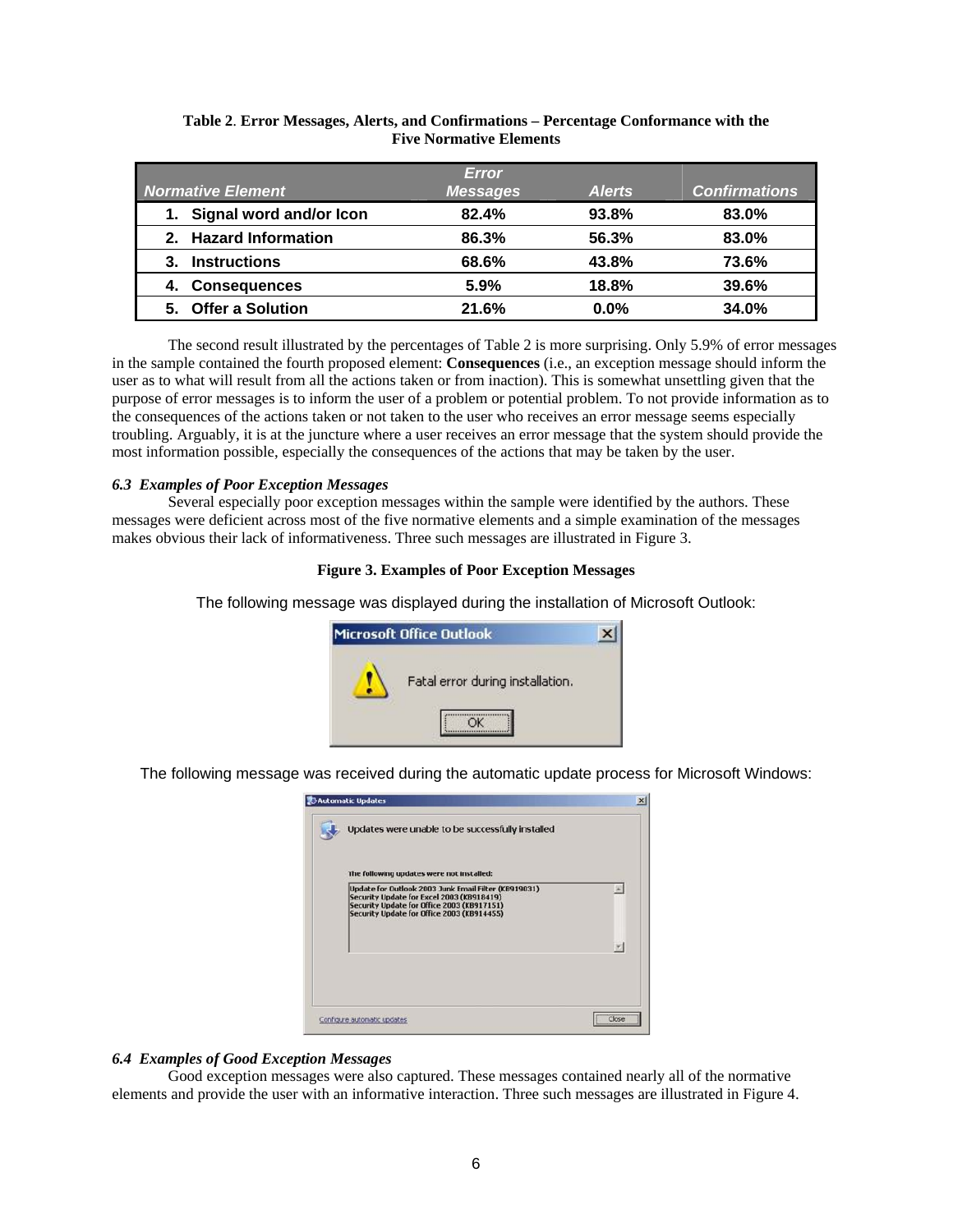**Table 2. Error Messages, Alerts, and Confirmations – Percentage Conformance with the Five Normative Elements**

| Normative Element | Error Messages | Alerts | Confirmations |
|---|---|---|---|
| 1. Signal word and/or Icon | 82.4% | 93.8% | 83.0% |
| 2. Hazard Information | 86.3% | 56.3% | 83.0% |
| 3. Instructions | 68.6% | 43.8% | 73.6% |
| 4. Consequences | 5.9% | 18.8% | 39.6% |
| 5. Offer a Solution | 21.6% | 0.0% | 34.0% |

The second result illustrated by the percentages of Table 2 is more surprising. Only 5.9% of error messages in the sample contained the fourth proposed element: **Consequences** (i.e., an exception message should inform the user as to what will result from all the actions taken or from inaction). This is somewhat unsettling given that the purpose of error messages is to inform the user of a problem or potential problem. To not provide information as to the consequences of the actions taken or not taken to the user who receives an error message seems especially troubling. Arguably, it is at the juncture where a user receives an error message that the system should provide the most information possible, especially the consequences of the actions that may be taken by the user.

### *6.3 Examples of Poor Exception Messages*

Several especially poor exception messages within the sample were identified by the authors. These messages were deficient across most of the five normative elements and a simple examination of the messages makes obvious their lack of informativeness. Three such messages are illustrated in Figure 3.

**Figure 3. Examples of Poor Exception Messages**

The following message was displayed during the installation of Microsoft Outlook:

The following message was received during the automatic update process for Microsoft Windows:

### *6.4 Examples of Good Exception Messages*

Good exception messages were also captured. These messages contained nearly all of the normative elements and provide the user with an informative interaction. Three such messages are illustrated in Figure 4.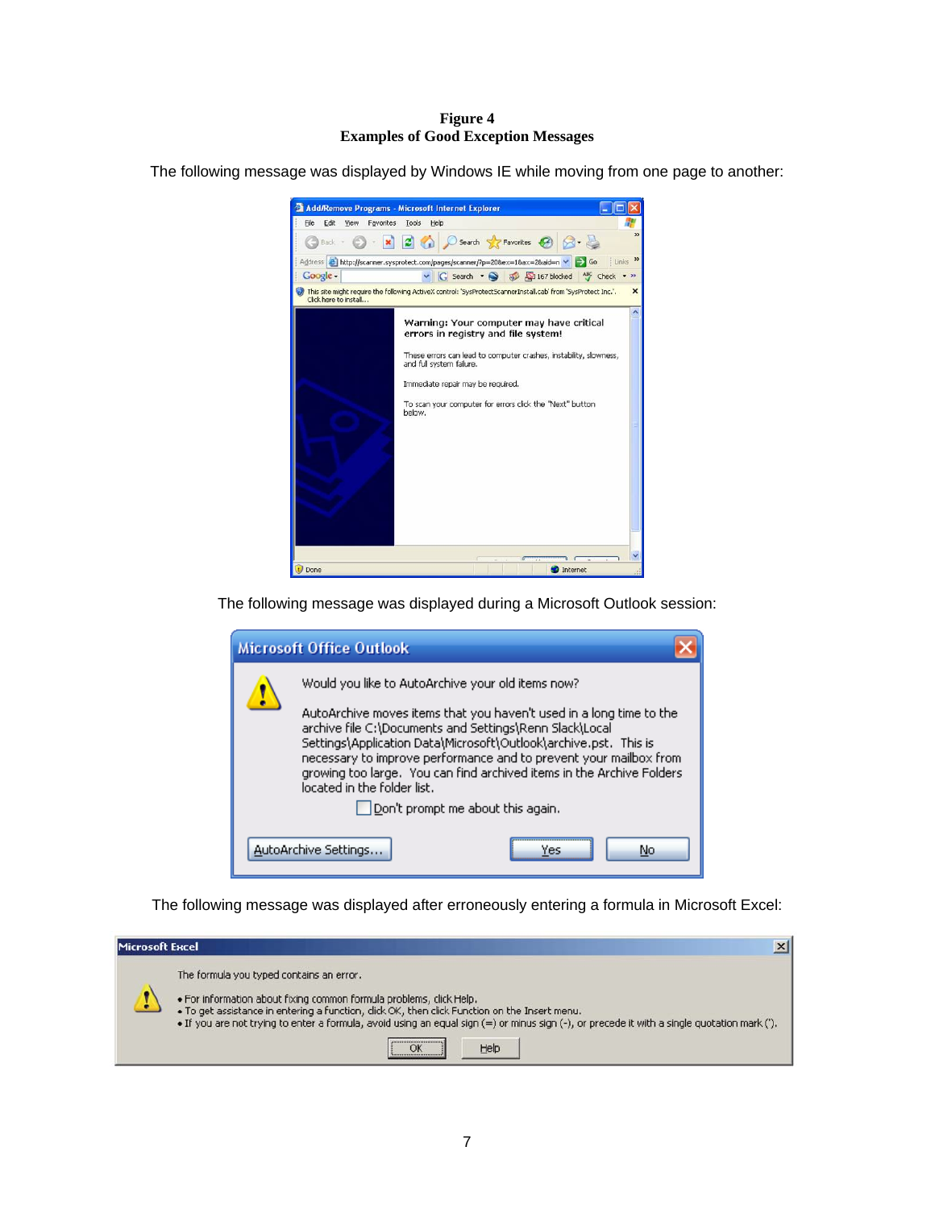**Figure 4**
**Examples of Good Exception Messages**

The following message was displayed by Windows IE while moving from one page to another:

Add/Remove Programs - Microsoft Internet Explorer

Warning: Your computer may have critical errors in registry and file system!

These errors can lead to computer crashes, instability, slowness, and full system failure.

Immediate repair may be required.

To scan your computer for errors click the "Next" button below.

The following message was displayed during a Microsoft Outlook session:

Microsoft Office Outlook

Would you like to AutoArchive your old items now?

AutoArchive moves items that you haven't used in a long time to the archive file C:\Documents and Settings\Renn Slack\Local Settings\Application Data\Microsoft\Outlook\archive.pst. This is necessary to improve performance and to prevent your mailbox from growing too large. You can find archived items in the Archive Folders located in the folder list.

Don't prompt me about this again.

AutoArchive Settings... | Yes | No

The following message was displayed after erroneously entering a formula in Microsoft Excel:

Microsoft Excel

The formula you typed contains an error.

- For information about fixing common formula problems, click Help.
- To get assistance in entering a function, click OK, then click Function on the Insert menu.
- If you are not trying to enter a formula, avoid using an equal sign (=) or minus sign (-), or precede it with a single quotation mark (').

OK | Help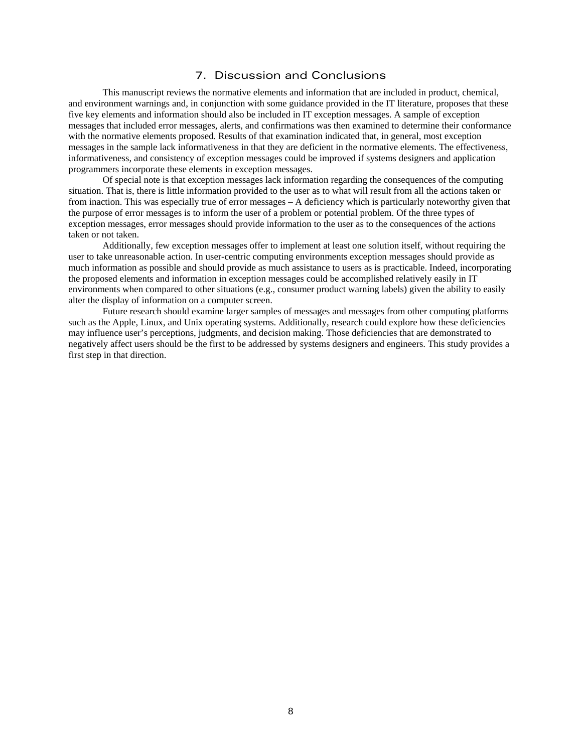## 7. Discussion and Conclusions

This manuscript reviews the normative elements and information that are included in product, chemical, and environment warnings and, in conjunction with some guidance provided in the IT literature, proposes that these five key elements and information should also be included in IT exception messages. A sample of exception messages that included error messages, alerts, and confirmations was then examined to determine their conformance with the normative elements proposed. Results of that examination indicated that, in general, most exception messages in the sample lack informativeness in that they are deficient in the normative elements. The effectiveness, informativeness, and consistency of exception messages could be improved if systems designers and application programmers incorporate these elements in exception messages.

Of special note is that exception messages lack information regarding the consequences of the computing situation. That is, there is little information provided to the user as to what will result from all the actions taken or from inaction. This was especially true of error messages – A deficiency which is particularly noteworthy given that the purpose of error messages is to inform the user of a problem or potential problem. Of the three types of exception messages, error messages should provide information to the user as to the consequences of the actions taken or not taken.

Additionally, few exception messages offer to implement at least one solution itself, without requiring the user to take unreasonable action. In user-centric computing environments exception messages should provide as much information as possible and should provide as much assistance to users as is practicable. Indeed, incorporating the proposed elements and information in exception messages could be accomplished relatively easily in IT environments when compared to other situations (e.g., consumer product warning labels) given the ability to easily alter the display of information on a computer screen.

Future research should examine larger samples of messages and messages from other computing platforms such as the Apple, Linux, and Unix operating systems. Additionally, research could explore how these deficiencies may influence user's perceptions, judgments, and decision making. Those deficiencies that are demonstrated to negatively affect users should be the first to be addressed by systems designers and engineers. This study provides a first step in that direction.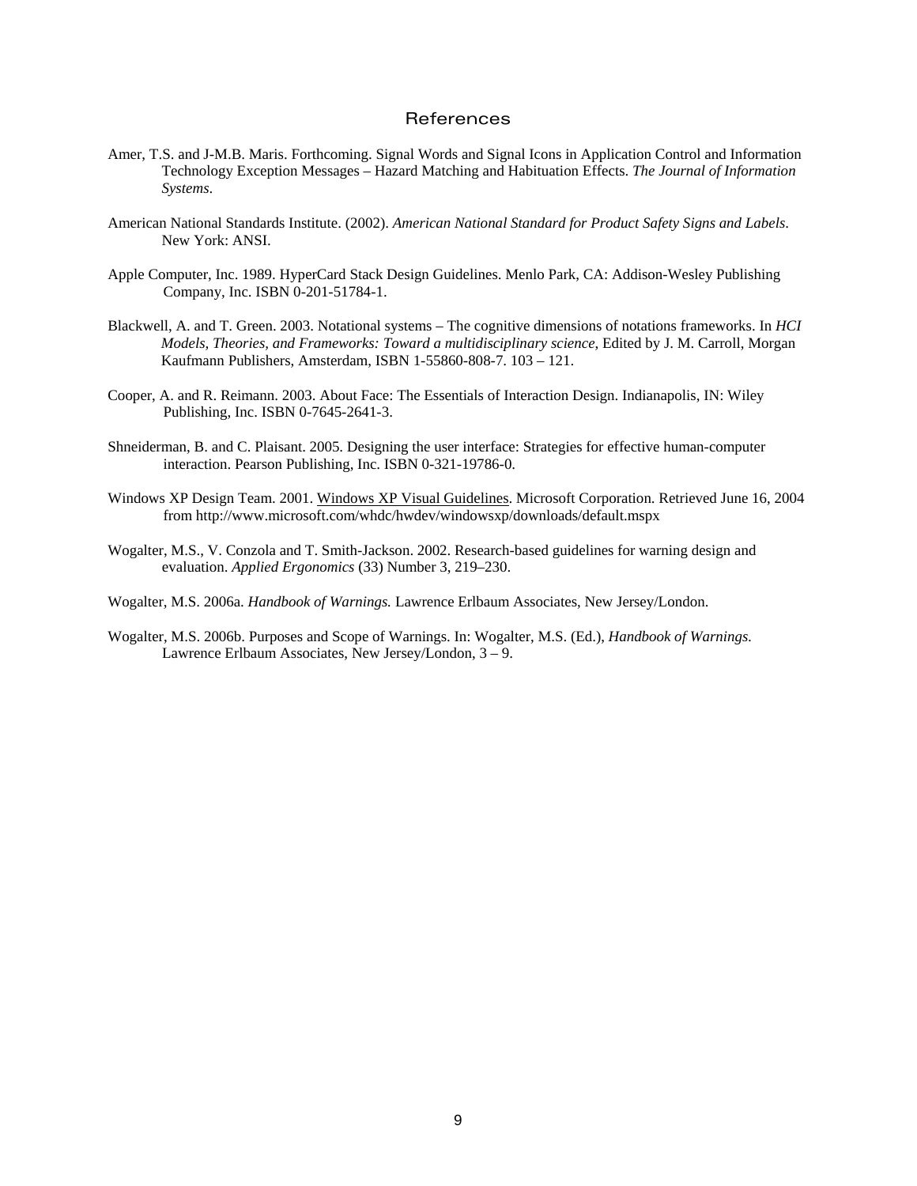## References

Amer, T.S. and J-M.B. Maris. Forthcoming. Signal Words and Signal Icons in Application Control and Information Technology Exception Messages – Hazard Matching and Habituation Effects. *The Journal of Information Systems*.

American National Standards Institute. (2002). *American National Standard for Product Safety Signs and Labels*. New York: ANSI.

Apple Computer, Inc. 1989. HyperCard Stack Design Guidelines. Menlo Park, CA: Addison-Wesley Publishing Company, Inc. ISBN 0-201-51784-1.

Blackwell, A. and T. Green. 2003. Notational systems – The cognitive dimensions of notations frameworks. In *HCI Models, Theories, and Frameworks: Toward a multidisciplinary science*, Edited by J. M. Carroll, Morgan Kaufmann Publishers, Amsterdam, ISBN 1-55860-808-7. 103 – 121.

Cooper, A. and R. Reimann. 2003. About Face: The Essentials of Interaction Design. Indianapolis, IN: Wiley Publishing, Inc. ISBN 0-7645-2641-3.

Shneiderman, B. and C. Plaisant. 2005. Designing the user interface: Strategies for effective human-computer interaction. Pearson Publishing, Inc. ISBN 0-321-19786-0.

Windows XP Design Team. 2001. Windows XP Visual Guidelines. Microsoft Corporation. Retrieved June 16, 2004 from http://www.microsoft.com/whdc/hwdev/windowsxp/downloads/default.mspx

Wogalter, M.S., V. Conzola and T. Smith-Jackson. 2002. Research-based guidelines for warning design and evaluation. *Applied Ergonomics* (33) Number 3, 219–230.

Wogalter, M.S. 2006a. *Handbook of Warnings.* Lawrence Erlbaum Associates, New Jersey/London.

Wogalter, M.S. 2006b. Purposes and Scope of Warnings. In: Wogalter, M.S. (Ed.), *Handbook of Warnings.* Lawrence Erlbaum Associates, New Jersey/London, 3 – 9.